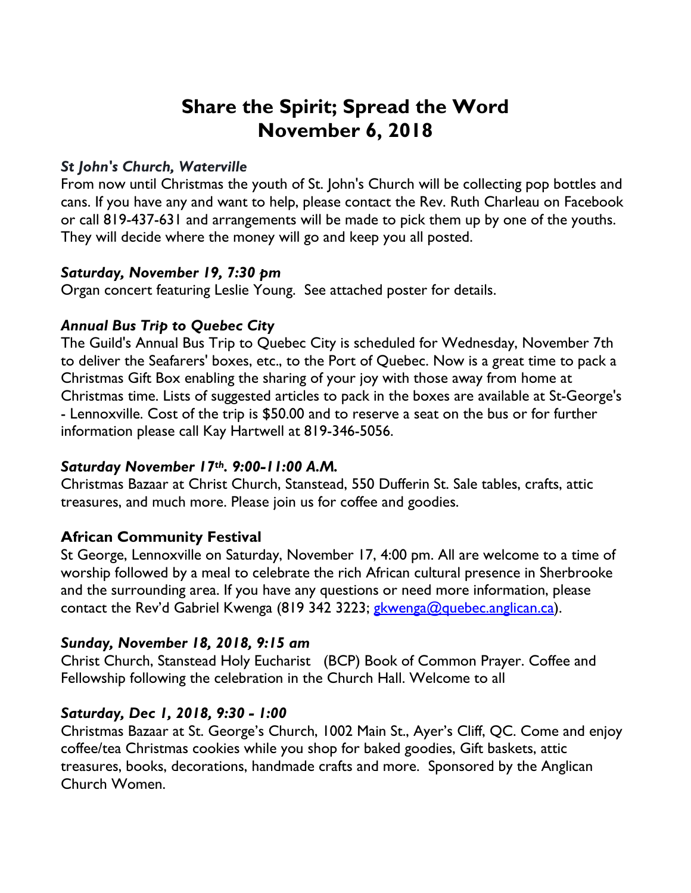# Share the Spirit; Spread the Word
# November 6, 2018

***St John's Church, Waterville***

From now until Christmas the youth of St. John's Church will be collecting pop bottles and cans. If you have any and want to help, please contact the Rev. Ruth Charleau on Facebook or call 819-437-631 and arrangements will be made to pick them up by one of the youths. They will decide where the money will go and keep you all posted.

***Saturday, November 19, 7:30 pm***

Organ concert featuring Leslie Young. See attached poster for details.

***Annual Bus Trip to Quebec City***

The Guild's Annual Bus Trip to Quebec City is scheduled for Wednesday, November 7th to deliver the Seafarers' boxes, etc., to the Port of Quebec. Now is a great time to pack a Christmas Gift Box enabling the sharing of your joy with those away from home at Christmas time. Lists of suggested articles to pack in the boxes are available at St-George's - Lennoxville. Cost of the trip is $50.00 and to reserve a seat on the bus or for further information please call Kay Hartwell at 819-346-5056.

***Saturday November 17th. 9:00-11:00 A.M.***

Christmas Bazaar at Christ Church, Stanstead, 550 Dufferin St. Sale tables, crafts, attic treasures, and much more. Please join us for coffee and goodies.

**African Community Festival**

St George, Lennoxville on Saturday, November 17, 4:00 pm. All are welcome to a time of worship followed by a meal to celebrate the rich African cultural presence in Sherbrooke and the surrounding area. If you have any questions or need more information, please contact the Rev'd Gabriel Kwenga (819 342 3223; gkwenga@quebec.anglican.ca).

***Sunday, November 18, 2018, 9:15 am***

Christ Church, Stanstead Holy Eucharist (BCP) Book of Common Prayer. Coffee and Fellowship following the celebration in the Church Hall. Welcome to all

***Saturday, Dec 1, 2018, 9:30 - 1:00***

Christmas Bazaar at St. George's Church, 1002 Main St., Ayer's Cliff, QC. Come and enjoy coffee/tea Christmas cookies while you shop for baked goodies, Gift baskets, attic treasures, books, decorations, handmade crafts and more. Sponsored by the Anglican Church Women.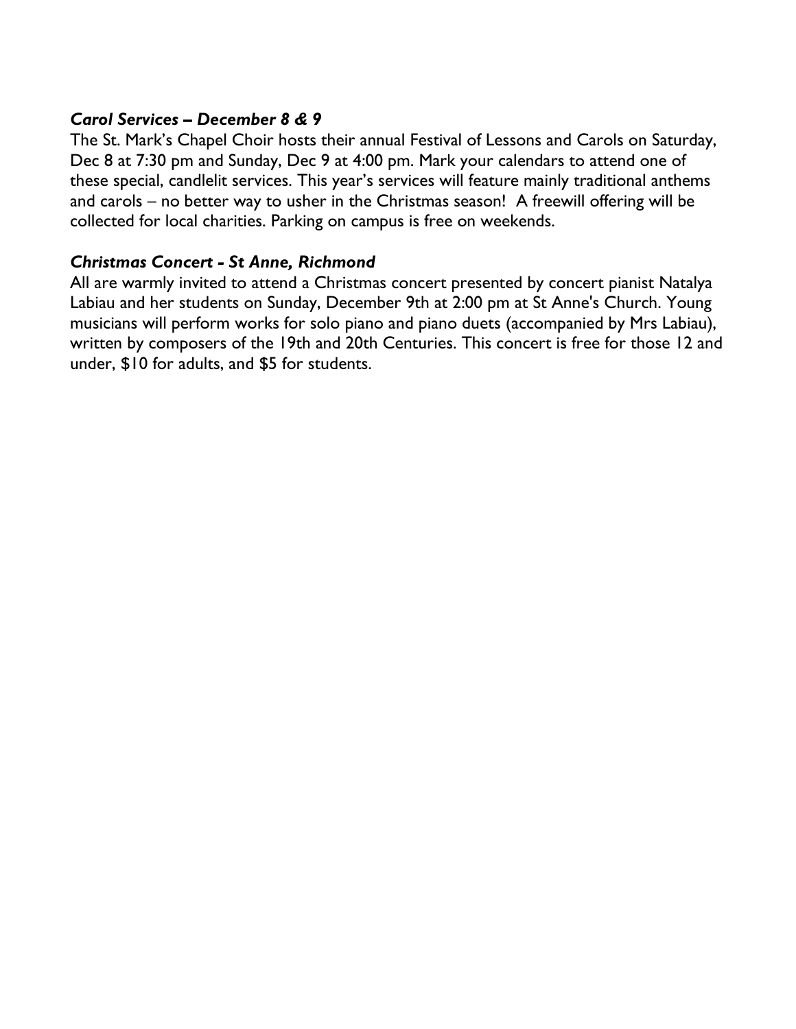### ***Carol Services – December 8 & 9***

The St. Mark's Chapel Choir hosts their annual Festival of Lessons and Carols on Saturday, Dec 8 at 7:30 pm and Sunday, Dec 9 at 4:00 pm. Mark your calendars to attend one of these special, candlelit services. This year's services will feature mainly traditional anthems and carols – no better way to usher in the Christmas season!  A freewill offering will be collected for local charities. Parking on campus is free on weekends.

### ***Christmas Concert - St Anne, Richmond***

All are warmly invited to attend a Christmas concert presented by concert pianist Natalya Labiau and her students on Sunday, December 9th at 2:00 pm at St Anne's Church. Young musicians will perform works for solo piano and piano duets (accompanied by Mrs Labiau), written by composers of the 19th and 20th Centuries. This concert is free for those 12 and under, $10 for adults, and $5 for students.